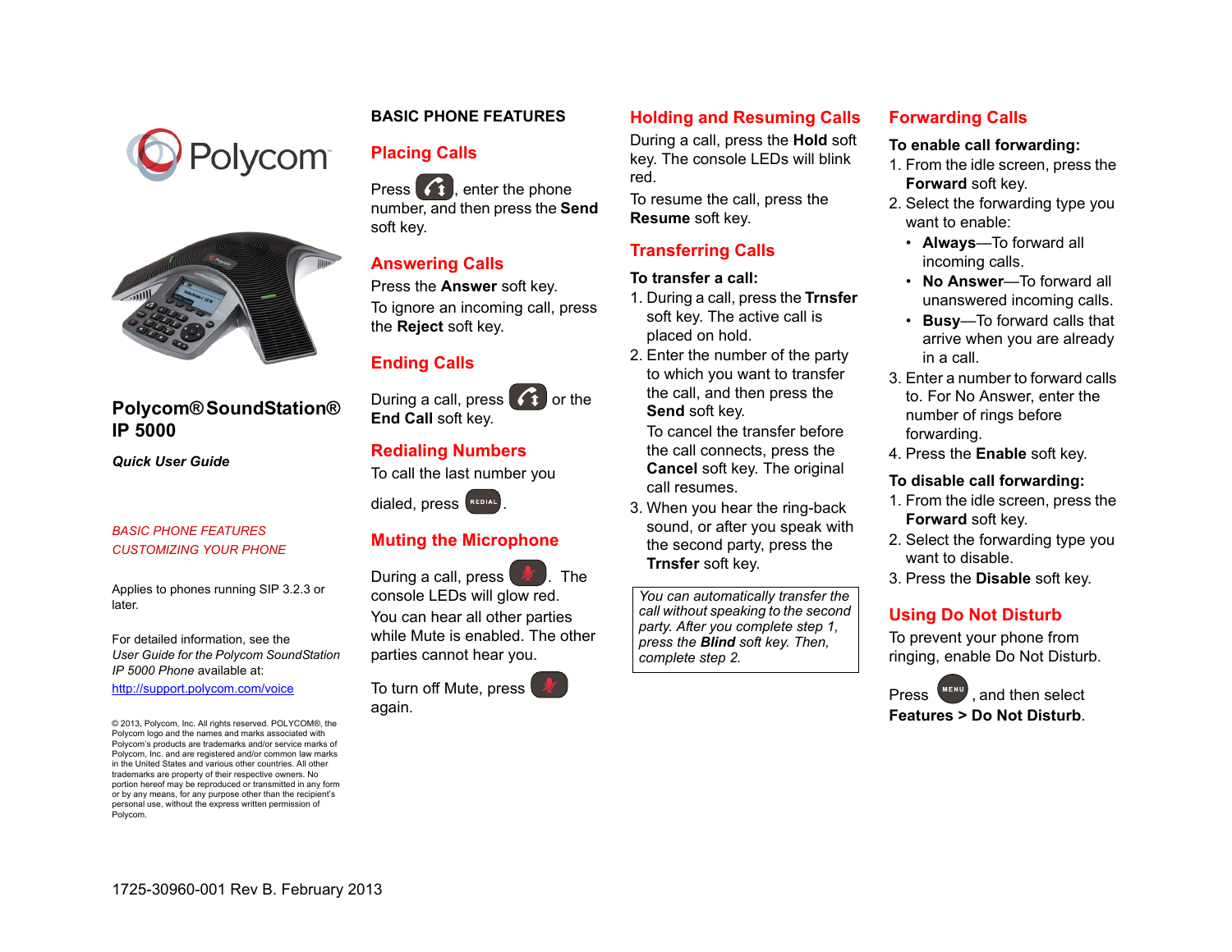# Polycom® SoundStation® IP 5000

***Quick User Guide***

*BASIC PHONE FEATURES*
*CUSTOMIZING YOUR PHONE*

Applies to phones running SIP 3.2.3 or later.

For detailed information, see the *User Guide for the Polycom SoundStation IP 5000 Phone* available at:
http://support.polycom.com/voice

© 2013, Polycom, Inc. All rights reserved. POLYCOM®, the Polycom logo and the names and marks associated with Polycom's products are trademarks and/or service marks of Polycom, Inc. and are registered and/or common law marks in the United States and various other countries. All other trademarks are property of their respective owners. No portion hereof may be reproduced or transmitted in any form or by any means, for any purpose other than the recipient's personal use, without the express written permission of Polycom.

1725-30960-001 Rev B. February 2013

## BASIC PHONE FEATURES

### Placing Calls

Press [phone key], enter the phone number, and then press the **Send** soft key.

### Answering Calls

Press the **Answer** soft key.

To ignore an incoming call, press the **Reject** soft key.

### Ending Calls

During a call, press [phone key] or the **End Call** soft key.

### Redialing Numbers

To call the last number you dialed, press [REDIAL].

### Muting the Microphone

During a call, press [mute key]. The console LEDs will glow red.

You can hear all other parties while Mute is enabled. The other parties cannot hear you.

To turn off Mute, press [mute key] again.

### Holding and Resuming Calls

During a call, press the **Hold** soft key. The console LEDs will blink red.

To resume the call, press the **Resume** soft key.

### Transferring Calls

**To transfer a call:**

1. During a call, press the **Trnsfer** soft key. The active call is placed on hold.
2. Enter the number of the party to which you want to transfer the call, and then press the **Send** soft key.
   To cancel the transfer before the call connects, press the **Cancel** soft key. The original call resumes.
3. When you hear the ring-back sound, or after you speak with the second party, press the **Trnsfer** soft key.

*You can automatically transfer the call without speaking to the second party. After you complete step 1, press the **Blind** soft key. Then, complete step 2.*

### Forwarding Calls

**To enable call forwarding:**

1. From the idle screen, press the **Forward** soft key.
2. Select the forwarding type you want to enable:
   - **Always**—To forward all incoming calls.
   - **No Answer**—To forward all unanswered incoming calls.
   - **Busy**—To forward calls that arrive when you are already in a call.
3. Enter a number to forward calls to. For No Answer, enter the number of rings before forwarding.
4. Press the **Enable** soft key.

**To disable call forwarding:**

1. From the idle screen, press the **Forward** soft key.
2. Select the forwarding type you want to disable.
3. Press the **Disable** soft key.

### Using Do Not Disturb

To prevent your phone from ringing, enable Do Not Disturb.

Press [MENU], and then select **Features > Do Not Disturb**.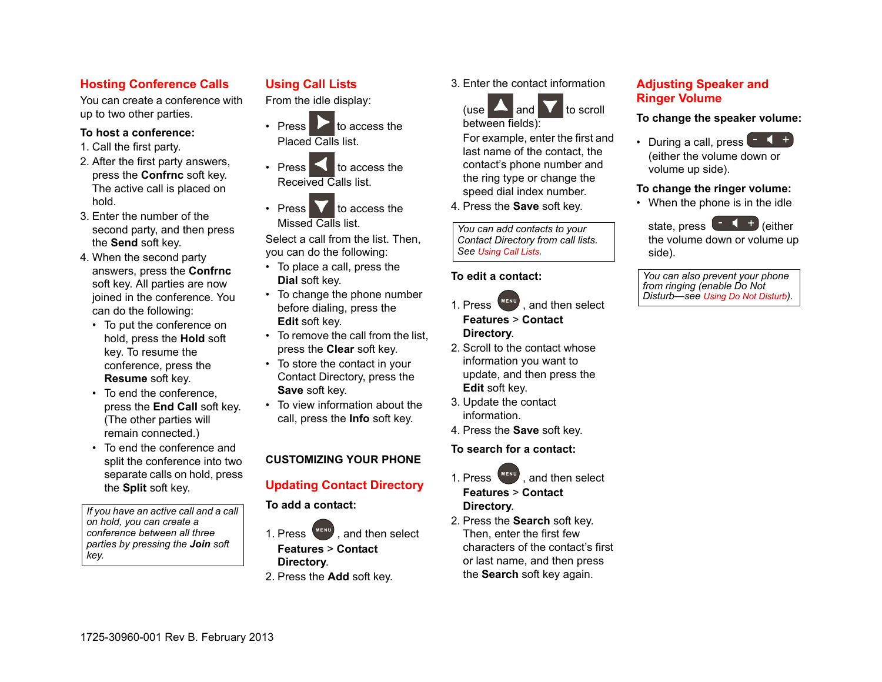## Hosting Conference Calls

You can create a conference with up to two other parties.

**To host a conference:**

1. Call the first party.
2. After the first party answers, press the **Confrnc** soft key. The active call is placed on hold.
3. Enter the number of the second party, and then press the **Send** soft key.
4. When the second party answers, press the **Confrnc** soft key. All parties are now joined in the conference. You can do the following:
   - To put the conference on hold, press the **Hold** soft key. To resume the conference, press the **Resume** soft key.
   - To end the conference, press the **End Call** soft key. (The other parties will remain connected.)
   - To end the conference and split the conference into two separate calls on hold, press the **Split** soft key.

*If you have an active call and a call on hold, you can create a conference between all three parties by pressing the **Join** soft key.*

## Using Call Lists

From the idle display:

- Press ▶ to access the Placed Calls list.
- Press ◀ to access the Received Calls list.
- Press ▼ to access the Missed Calls list.

Select a call from the list. Then, you can do the following:

- To place a call, press the **Dial** soft key.
- To change the phone number before dialing, press the **Edit** soft key.
- To remove the call from the list, press the **Clear** soft key.
- To store the contact in your Contact Directory, press the **Save** soft key.
- To view information about the call, press the **Info** soft key.

# CUSTOMIZING YOUR PHONE

## Updating Contact Directory

**To add a contact:**

1. Press MENU, and then select **Features** > **Contact Directory**.
2. Press the **Add** soft key.
3. Enter the contact information (use ▲ and ▼ to scroll between fields):
   For example, enter the first and last name of the contact, the contact's phone number and the ring type or change the speed dial index number.
4. Press the **Save** soft key.

*You can add contacts to your Contact Directory from call lists. See Using Call Lists.*

**To edit a contact:**

1. Press MENU, and then select **Features** > **Contact Directory**.
2. Scroll to the contact whose information you want to update, and then press the **Edit** soft key.
3. Update the contact information.
4. Press the **Save** soft key.

**To search for a contact:**

1. Press MENU, and then select **Features** > **Contact Directory**.
2. Press the **Search** soft key. Then, enter the first few characters of the contact's first or last name, and then press the **Search** soft key again.

## Adjusting Speaker and Ringer Volume

**To change the speaker volume:**

- During a call, press - 🔈 + (either the volume down or volume up side).

**To change the ringer volume:**

- When the phone is in the idle state, press - 🔈 + (either the volume down or volume up side).

*You can also prevent your phone from ringing (enable Do Not Disturb—see Using Do Not Disturb).*

1725-30960-001 Rev B. February 2013